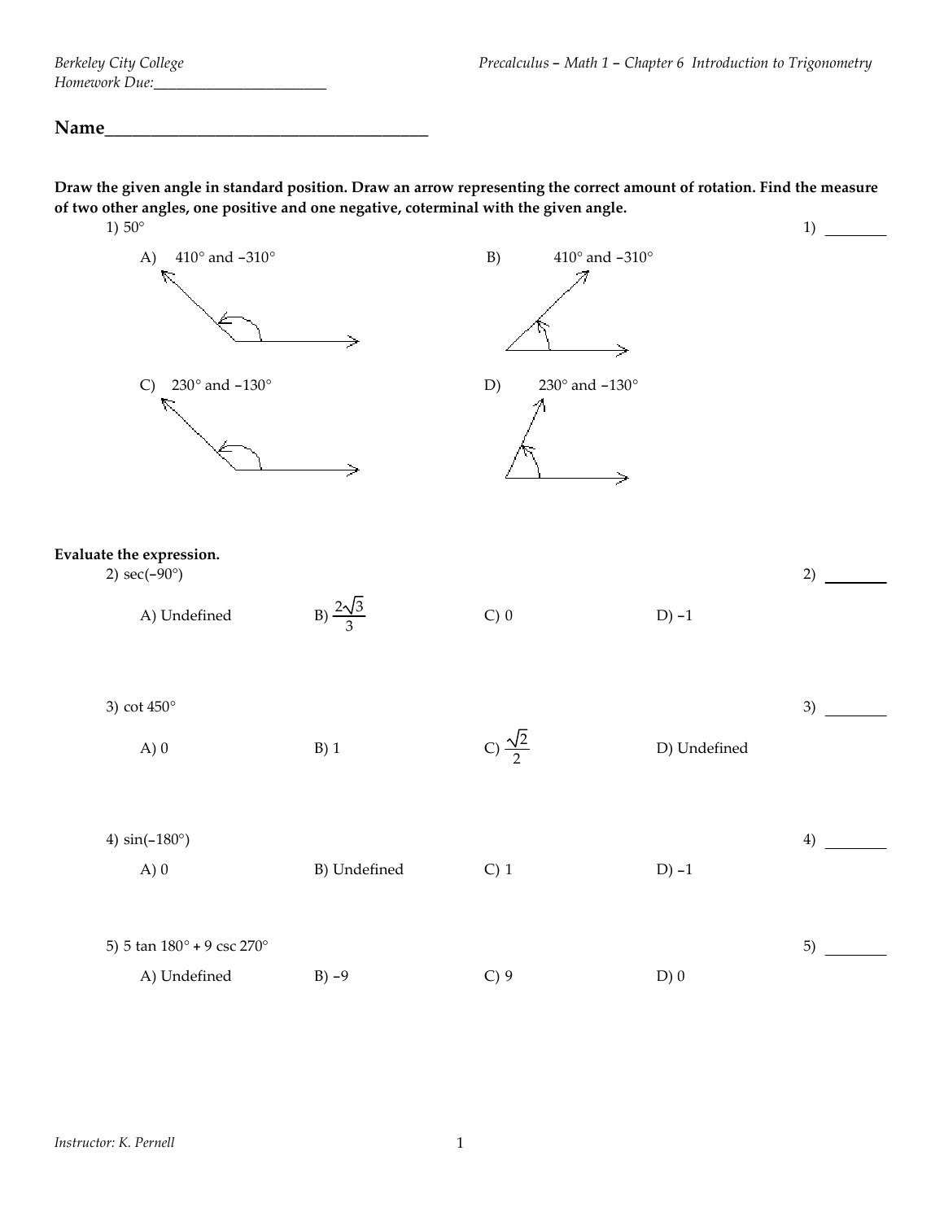Berkeley City College
Homework Due:_______________________

Precalculus – Math 1 – Chapter 6 Introduction to Trigonometry

**Name**_____________________________________

**Draw the given angle in standard position. Draw an arrow representing the correct amount of rotation. Find the measure of two other angles, one positive and one negative, coterminal with the given angle.**

1) 50° 1) ________

A) 410° and −310°

B) 410° and −310°

C) 230° and −130°

D) 230° and −130°

**Evaluate the expression.**

2) sec(−90°) 2) ________

A) Undefined B) $\frac{2\sqrt{3}}{3}$ C) 0 D) −1

3) cot 450° 3) ________

A) 0 B) 1 C) $\frac{\sqrt{2}}{2}$ D) Undefined

4) sin(−180°) 4) ________

A) 0 B) Undefined C) 1 D) −1

5) 5 tan 180° + 9 csc 270° 5) ________

A) Undefined B) −9 C) 9 D) 0

Instructor: K. Pernell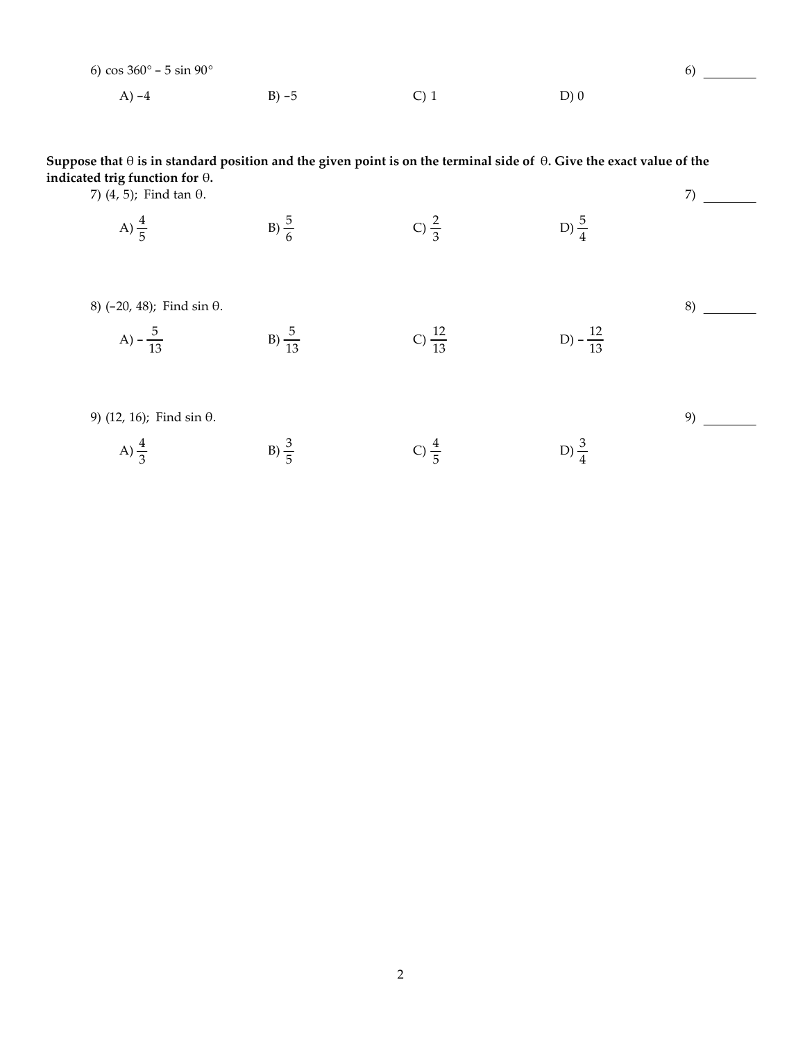6) $\cos 360° - 5 \sin 90°$ 6) ________

A) $-4$ B) $-5$ C) $1$ D) $0$

**Suppose that $\theta$ is in standard position and the given point is on the terminal side of $\theta$. Give the exact value of the indicated trig function for $\theta$.**

7) $(4, 5)$; Find $\tan \theta$. 7) ________

A) $\frac{4}{5}$ B) $\frac{5}{6}$ C) $\frac{2}{3}$ D) $\frac{5}{4}$

8) $(-20, 48)$; Find $\sin \theta$. 8) ________

A) $-\frac{5}{13}$ B) $\frac{5}{13}$ C) $\frac{12}{13}$ D) $-\frac{12}{13}$

9) $(12, 16)$; Find $\sin \theta$. 9) ________

A) $\frac{4}{3}$ B) $\frac{3}{5}$ C) $\frac{4}{5}$ D) $\frac{3}{4}$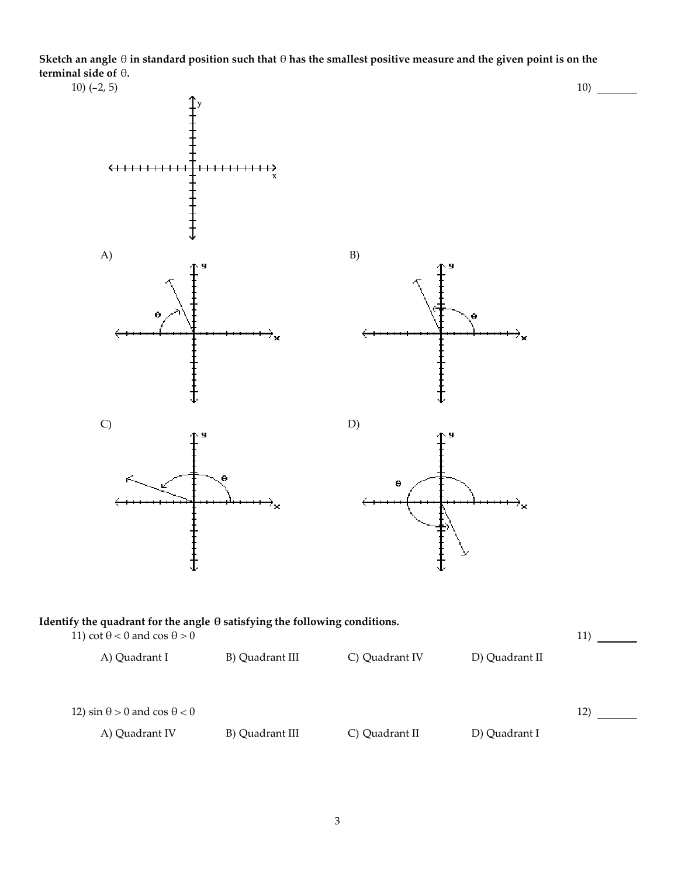**Sketch an angle $\theta$ in standard position such that $\theta$ has the smallest positive measure and the given point is on the terminal side of $\theta$.**

10) $(-2, 5)$ 10) _______

A)

B)

C)

D)

**Identify the quadrant for the angle $\theta$ satisfying the following conditions.**

11) $\cot \theta < 0$ and $\cos \theta > 0$ 11) _______

A) Quadrant I B) Quadrant III C) Quadrant IV D) Quadrant II

12) $\sin \theta > 0$ and $\cos \theta < 0$ 12) _______

A) Quadrant IV B) Quadrant III C) Quadrant II D) Quadrant I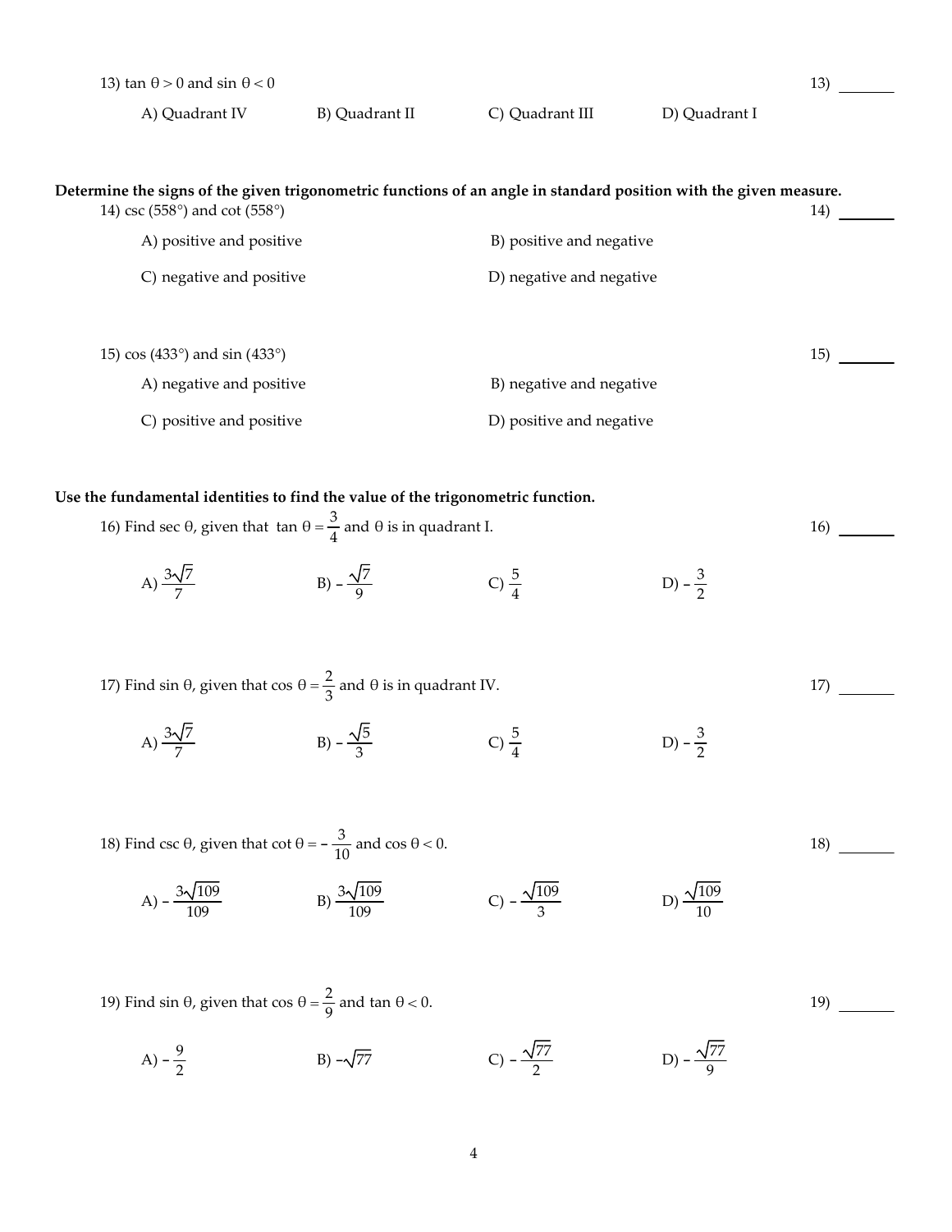13) $\tan \theta > 0$ and $\sin \theta < 0$ 13) _______

A) Quadrant IV B) Quadrant II C) Quadrant III D) Quadrant I

**Determine the signs of the given trigonometric functions of an angle in standard position with the given measure.**

14) csc (558°) and cot (558°) 14) _______

A) positive and positive B) positive and negative

C) negative and positive D) negative and negative

15) cos (433°) and sin (433°) 15) _______

A) negative and positive B) negative and negative

C) positive and positive D) positive and negative

**Use the fundamental identities to find the value of the trigonometric function.**

16) Find $\sec \theta$, given that $\tan \theta = \frac{3}{4}$ and $\theta$ is in quadrant I. 16) _______

A) $\frac{3\sqrt{7}}{7}$ B) $-\frac{\sqrt{7}}{9}$ C) $\frac{5}{4}$ D) $-\frac{3}{2}$

17) Find $\sin \theta$, given that $\cos \theta = \frac{2}{3}$ and $\theta$ is in quadrant IV. 17) _______

A) $\frac{3\sqrt{7}}{7}$ B) $-\frac{\sqrt{5}}{3}$ C) $\frac{5}{4}$ D) $-\frac{3}{2}$

18) Find $\csc \theta$, given that $\cot \theta = -\frac{3}{10}$ and $\cos \theta < 0$. 18) _______

A) $-\frac{3\sqrt{109}}{109}$ B) $\frac{3\sqrt{109}}{109}$ C) $-\frac{\sqrt{109}}{3}$ D) $\frac{\sqrt{109}}{10}$

19) Find $\sin \theta$, given that $\cos \theta = \frac{2}{9}$ and $\tan \theta < 0$. 19) _______

A) $-\frac{9}{2}$ B) $-\sqrt{77}$ C) $-\frac{\sqrt{77}}{2}$ D) $-\frac{\sqrt{77}}{9}$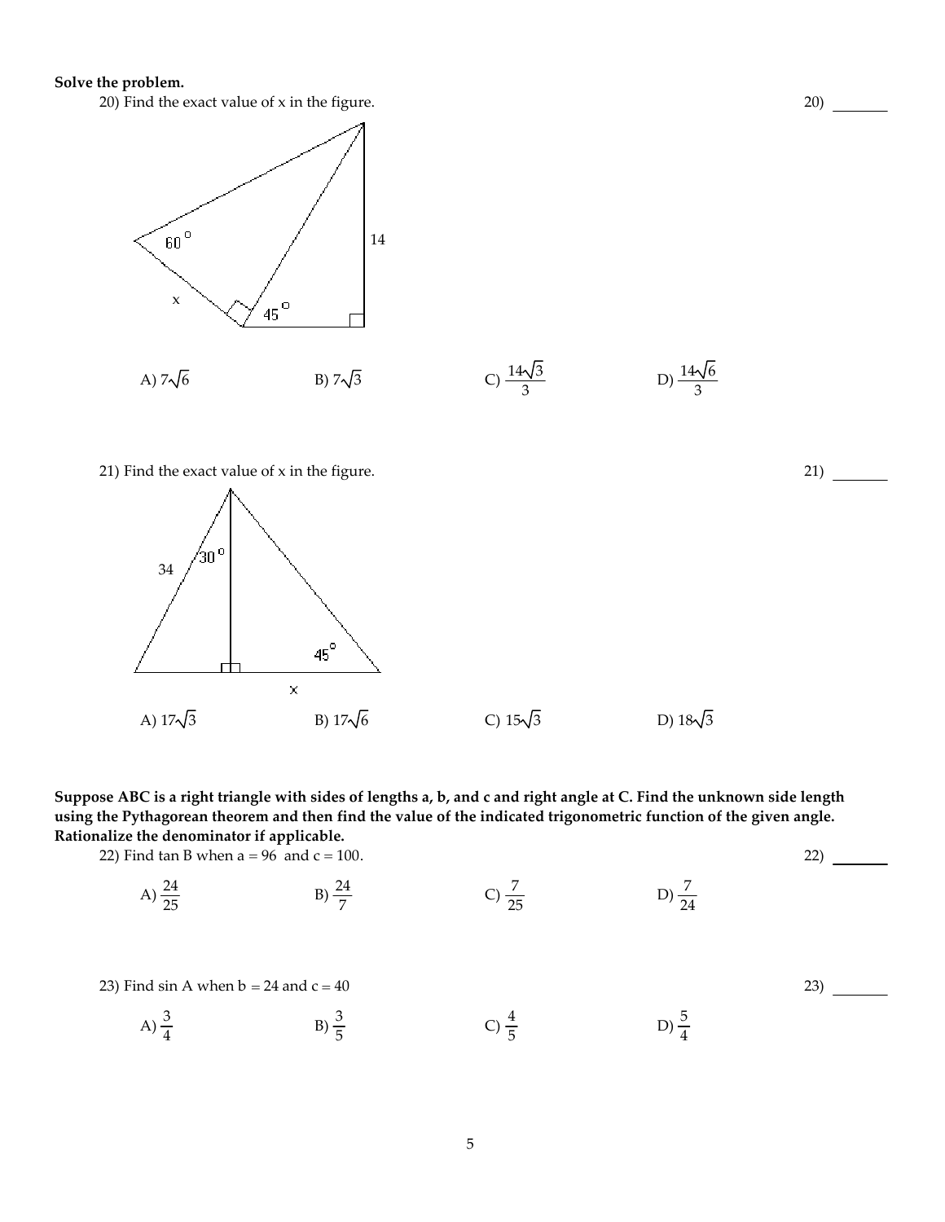**Solve the problem.**

20) Find the exact value of x in the figure.

20) _______

A) $7\sqrt{6}$ B) $7\sqrt{3}$ C) $\frac{14\sqrt{3}}{3}$ D) $\frac{14\sqrt{6}}{3}$

21) Find the exact value of x in the figure.

21) _______

A) $17\sqrt{3}$ B) $17\sqrt{6}$ C) $15\sqrt{3}$ D) $18\sqrt{3}$

**Suppose ABC is a right triangle with sides of lengths a, b, and c and right angle at C. Find the unknown side length using the Pythagorean theorem and then find the value of the indicated trigonometric function of the given angle. Rationalize the denominator if applicable.**

22) Find tan B when $a = 96$ and $c = 100$.

22) _______

A) $\frac{24}{25}$ B) $\frac{24}{7}$ C) $\frac{7}{25}$ D) $\frac{7}{24}$

23) Find sin A when $b = 24$ and $c = 40$

23) _______

A) $\frac{3}{4}$ B) $\frac{3}{5}$ C) $\frac{4}{5}$ D) $\frac{5}{4}$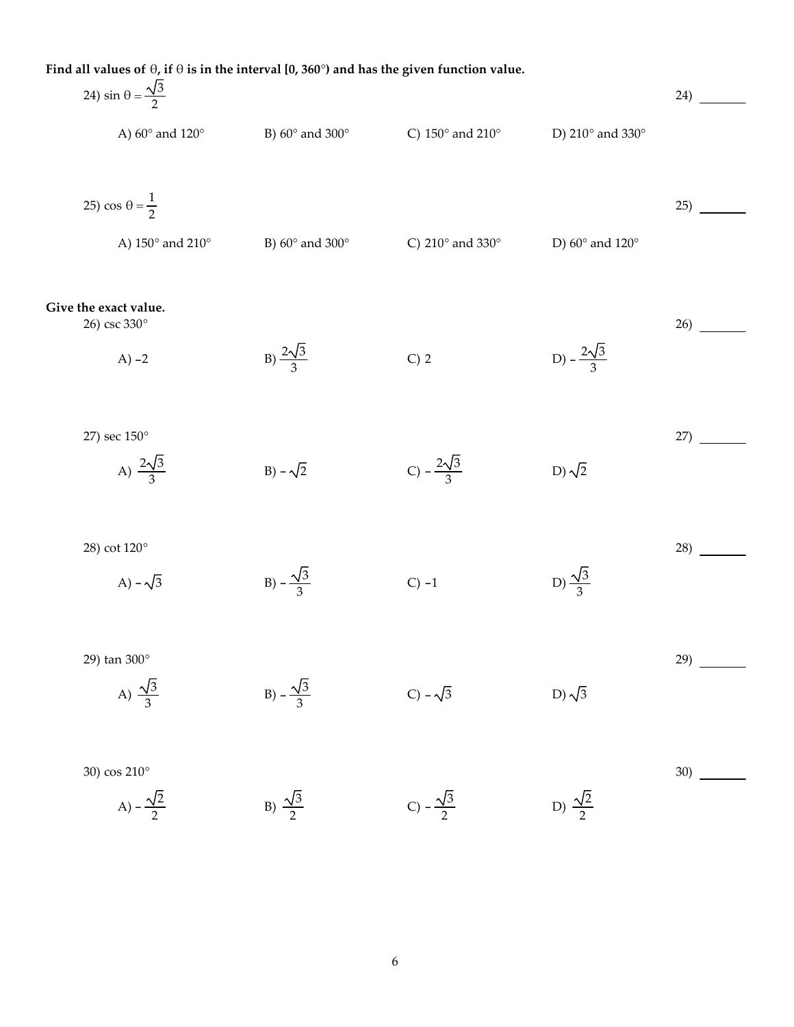**Find all values of $\theta$, if $\theta$ is in the interval $[0, 360°)$ and has the given function value.**

24) $\sin\theta = \dfrac{\sqrt{3}}{2}$ 24) ________

A) $60°$ and $120°$  B) $60°$ and $300°$  C) $150°$ and $210°$  D) $210°$ and $330°$

25) $\cos\theta = \dfrac{1}{2}$ 25) ________

A) $150°$ and $210°$  B) $60°$ and $300°$  C) $210°$ and $330°$  D) $60°$ and $120°$

**Give the exact value.**

26) $\csc 330°$ 26) ________

A) $-2$  B) $\dfrac{2\sqrt{3}}{3}$  C) $2$  D) $-\dfrac{2\sqrt{3}}{3}$

27) $\sec 150°$ 27) ________

A) $\dfrac{2\sqrt{3}}{3}$  B) $-\sqrt{2}$  C) $-\dfrac{2\sqrt{3}}{3}$  D) $\sqrt{2}$

28) $\cot 120°$ 28) ________

A) $-\sqrt{3}$  B) $-\dfrac{\sqrt{3}}{3}$  C) $-1$  D) $\dfrac{\sqrt{3}}{3}$

29) $\tan 300°$ 29) ________

A) $\dfrac{\sqrt{3}}{3}$  B) $-\dfrac{\sqrt{3}}{3}$  C) $-\sqrt{3}$  D) $\sqrt{3}$

30) $\cos 210°$ 30) ________

A) $-\dfrac{\sqrt{2}}{2}$  B) $\dfrac{\sqrt{3}}{2}$  C) $-\dfrac{\sqrt{3}}{2}$  D) $\dfrac{\sqrt{2}}{2}$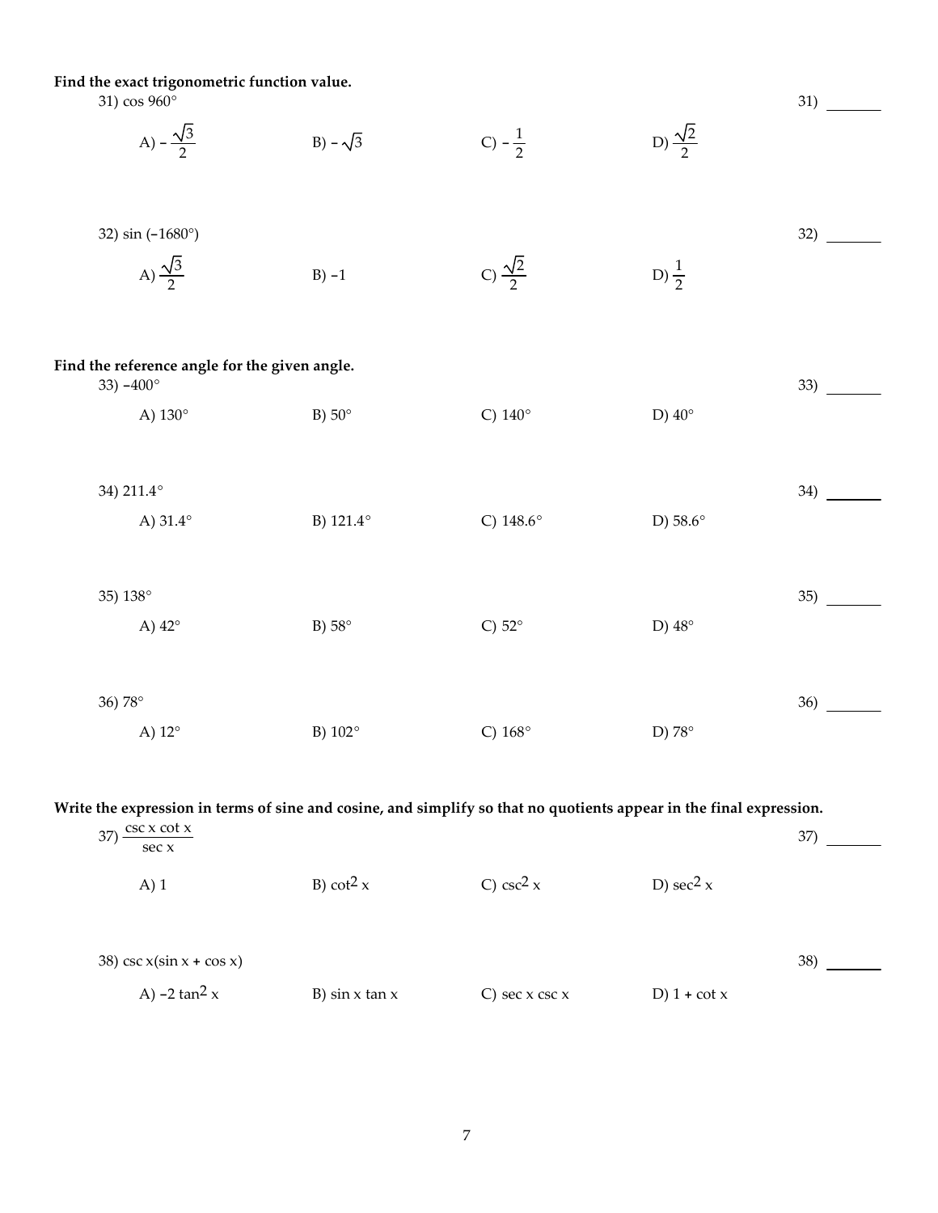**Find the exact trigonometric function value.**

31) $\cos 960°$ 31) _______

A) $-\frac{\sqrt{3}}{2}$ B) $-\sqrt{3}$ C) $-\frac{1}{2}$ D) $\frac{\sqrt{2}}{2}$

32) $\sin(-1680°)$ 32) _______

A) $\frac{\sqrt{3}}{2}$ B) $-1$ C) $\frac{\sqrt{2}}{2}$ D) $\frac{1}{2}$

**Find the reference angle for the given angle.**

33) $-400°$ 33) _______

A) $130°$ B) $50°$ C) $140°$ D) $40°$

34) $211.4°$ 34) _______

A) $31.4°$ B) $121.4°$ C) $148.6°$ D) $58.6°$

35) $138°$ 35) _______

A) $42°$ B) $58°$ C) $52°$ D) $48°$

36) $78°$ 36) _______

A) $12°$ B) $102°$ C) $168°$ D) $78°$

**Write the expression in terms of sine and cosine, and simplify so that no quotients appear in the final expression.**

37) $\frac{\csc x \cot x}{\sec x}$ 37) _______

A) $1$ B) $\cot^2 x$ C) $\csc^2 x$ D) $\sec^2 x$

38) $\csc x(\sin x + \cos x)$ 38) _______

A) $-2\tan^2 x$ B) $\sin x \tan x$ C) $\sec x \csc x$ D) $1 + \cot x$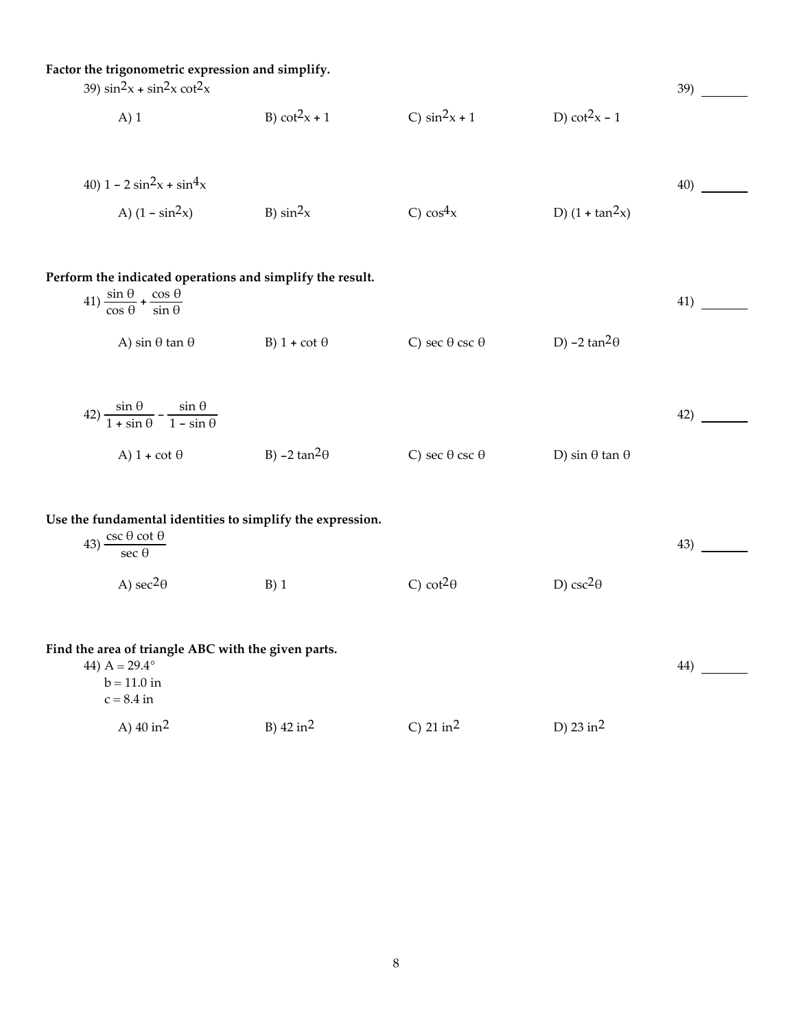**Factor the trigonometric expression and simplify.**

39) $\sin^2 x + \sin^2 x \cot^2 x$ 39) ________

A) 1 B) $\cot^2 x + 1$ C) $\sin^2 x + 1$ D) $\cot^2 x - 1$

40) $1 - 2\sin^2 x + \sin^4 x$ 40) ________

A) $(1 - \sin^2 x)$ B) $\sin^2 x$ C) $\cos^4 x$ D) $(1 + \tan^2 x)$

**Perform the indicated operations and simplify the result.**

41) $\dfrac{\sin \theta}{\cos \theta} + \dfrac{\cos \theta}{\sin \theta}$ 41) ________

A) $\sin \theta \tan \theta$ B) $1 + \cot \theta$ C) $\sec \theta \csc \theta$ D) $-2 \tan^2 \theta$

42) $\dfrac{\sin \theta}{1 + \sin \theta} - \dfrac{\sin \theta}{1 - \sin \theta}$ 42) ________

A) $1 + \cot \theta$ B) $-2 \tan^2 \theta$ C) $\sec \theta \csc \theta$ D) $\sin \theta \tan \theta$

**Use the fundamental identities to simplify the expression.**

43) $\dfrac{\csc \theta \cot \theta}{\sec \theta}$ 43) ________

A) $\sec^2 \theta$ B) 1 C) $\cot^2 \theta$ D) $\csc^2 \theta$

**Find the area of triangle ABC with the given parts.**

44) $A = 29.4°$ 44) ________
$b = 11.0$ in
$c = 8.4$ in

A) 40 $\text{in}^2$ B) 42 $\text{in}^2$ C) 21 $\text{in}^2$ D) 23 $\text{in}^2$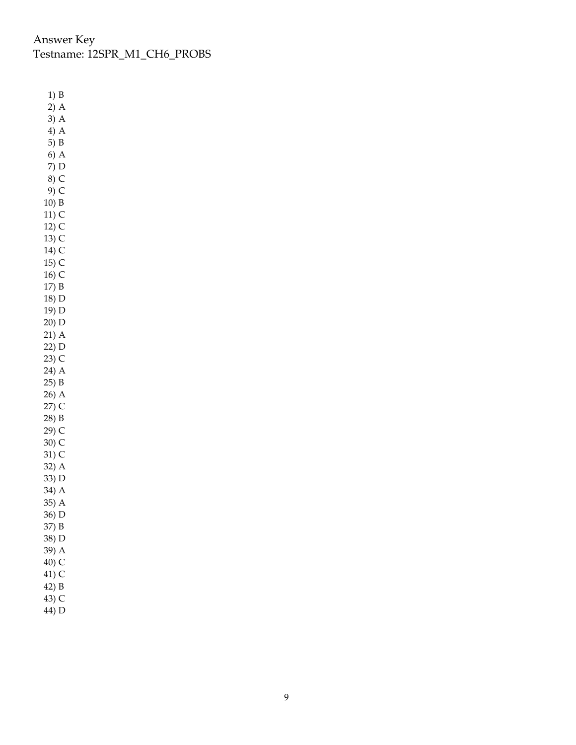Answer Key
Testname: 12SPR_M1_CH6_PROBS

1) B
2) A
3) A
4) A
5) B
6) A
7) D
8) C
9) C
10) B
11) C
12) C
13) C
14) C
15) C
16) C
17) B
18) D
19) D
20) D
21) A
22) D
23) C
24) A
25) B
26) A
27) C
28) B
29) C
30) C
31) C
32) A
33) D
34) A
35) A
36) D
37) B
38) D
39) A
40) C
41) C
42) B
43) C
44) D